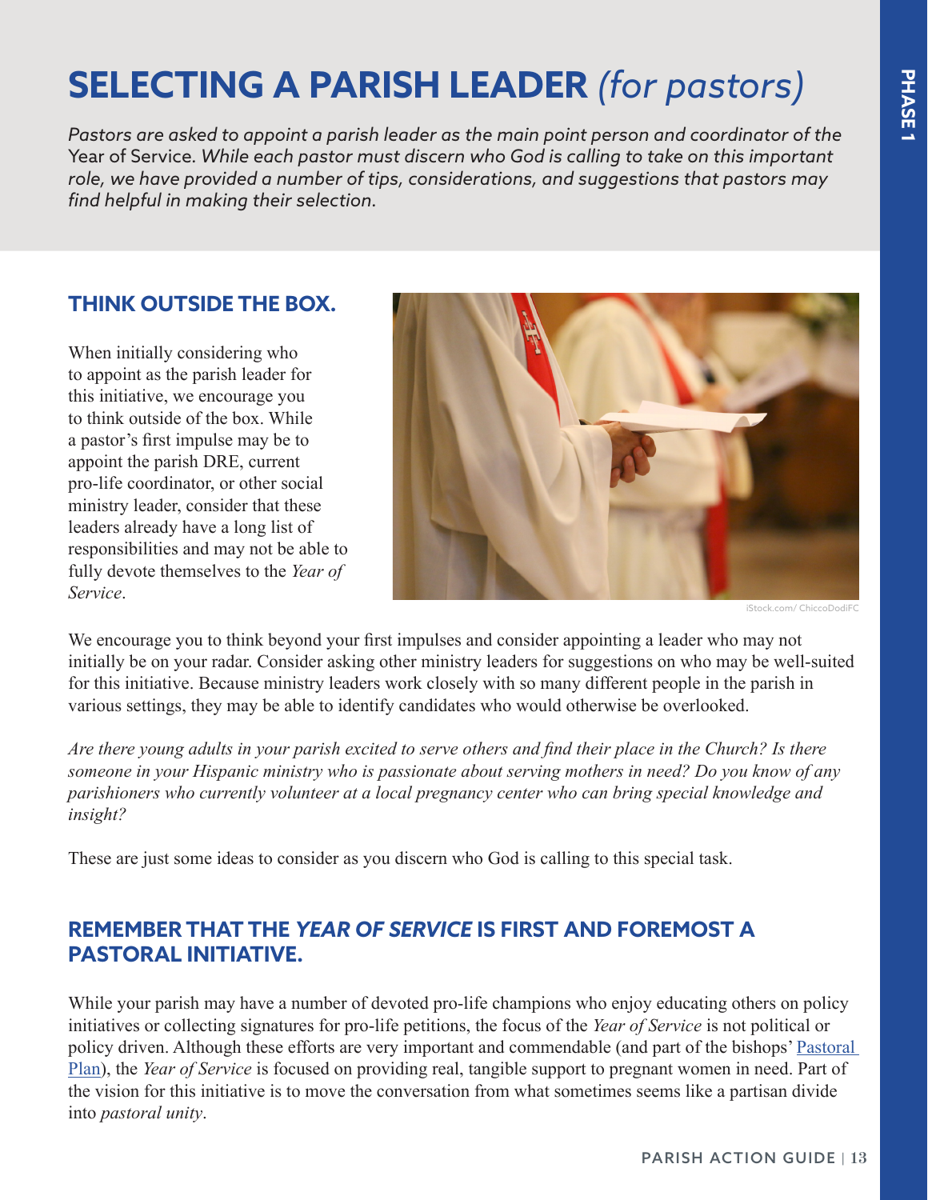# SELECTING A PARISH LEADER *(for pastors)*

*Pastors are asked to appoint a parish leader as the main point person and coordinator of the* Year of Service. *While each pastor must discern who God is calling to take on this important role, we have provided a number of tips, considerations, and suggestions that pastors may find helpful in making their selection.*

## THINK OUTSIDE THE BOX.

When initially considering who to appoint as the parish leader for this initiative, we encourage you to think outside of the box. While a pastor's first impulse may be to appoint the parish DRE, current pro-life coordinator, or other social ministry leader, consider that these leaders already have a long list of responsibilities and may not be able to fully devote themselves to the *Year of Service*.

iStock.com/ ChiccoDodiFC

We encourage you to think beyond your first impulses and consider appointing a leader who may not initially be on your radar. Consider asking other ministry leaders for suggestions on who may be well-suited for this initiative. Because ministry leaders work closely with so many different people in the parish in various settings, they may be able to identify candidates who would otherwise be overlooked.

*Are there young adults in your parish excited to serve others and find their place in the Church? Is there someone in your Hispanic ministry who is passionate about serving mothers in need? Do you know of any parishioners who currently volunteer at a local pregnancy center who can bring special knowledge and insight?*

These are just some ideas to consider as you discern who God is calling to this special task.

## REMEMBER THAT THE *YEAR OF SERVICE* IS FIRST AND FOREMOST A PASTORAL INITIATIVE.

While your parish may have a number of devoted pro-life champions who enjoy educating others on policy initiatives or collecting signatures for pro-life petitions, the focus of the *Year of Service* is not political or policy driven. Although these efforts are very important and commendable (and part of the bishops' Pastoral Plan), the *Year of Service* is focused on providing real, tangible support to pregnant women in need. Part of the vision for this initiative is to move the conversation from what sometimes seems like a partisan divide into *pastoral unity*.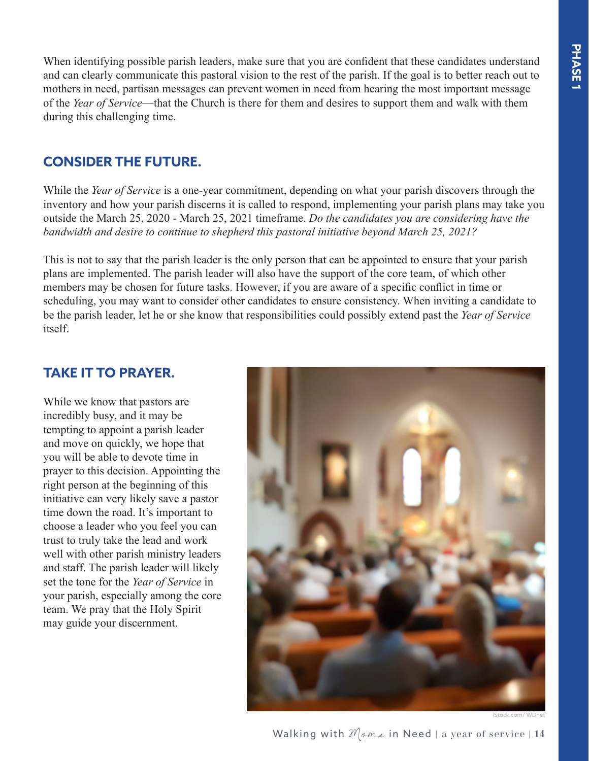When identifying possible parish leaders, make sure that you are confident that these candidates understand and can clearly communicate this pastoral vision to the rest of the parish. If the goal is to better reach out to mothers in need, partisan messages can prevent women in need from hearing the most important message of the *Year of Service*—that the Church is there for them and desires to support them and walk with them during this challenging time.

## CONSIDER THE FUTURE.

While the *Year of Service* is a one-year commitment, depending on what your parish discovers through the inventory and how your parish discerns it is called to respond, implementing your parish plans may take you outside the March 25, 2020 - March 25, 2021 timeframe. *Do the candidates you are considering have the bandwidth and desire to continue to shepherd this pastoral initiative beyond March 25, 2021?*

This is not to say that the parish leader is the only person that can be appointed to ensure that your parish plans are implemented. The parish leader will also have the support of the core team, of which other members may be chosen for future tasks. However, if you are aware of a specific conflict in time or scheduling, you may want to consider other candidates to ensure consistency. When inviting a candidate to be the parish leader, let he or she know that responsibilities could possibly extend past the *Year of Service* itself.

## TAKE IT TO PRAYER.

While we know that pastors are incredibly busy, and it may be tempting to appoint a parish leader and move on quickly, we hope that you will be able to devote time in prayer to this decision. Appointing the right person at the beginning of this initiative can very likely save a pastor time down the road. It's important to choose a leader who you feel you can trust to truly take the lead and work well with other parish ministry leaders and staff. The parish leader will likely set the tone for the *Year of Service* in your parish, especially among the core team. We pray that the Holy Spirit may guide your discernment.

iStock.com/ WDnet